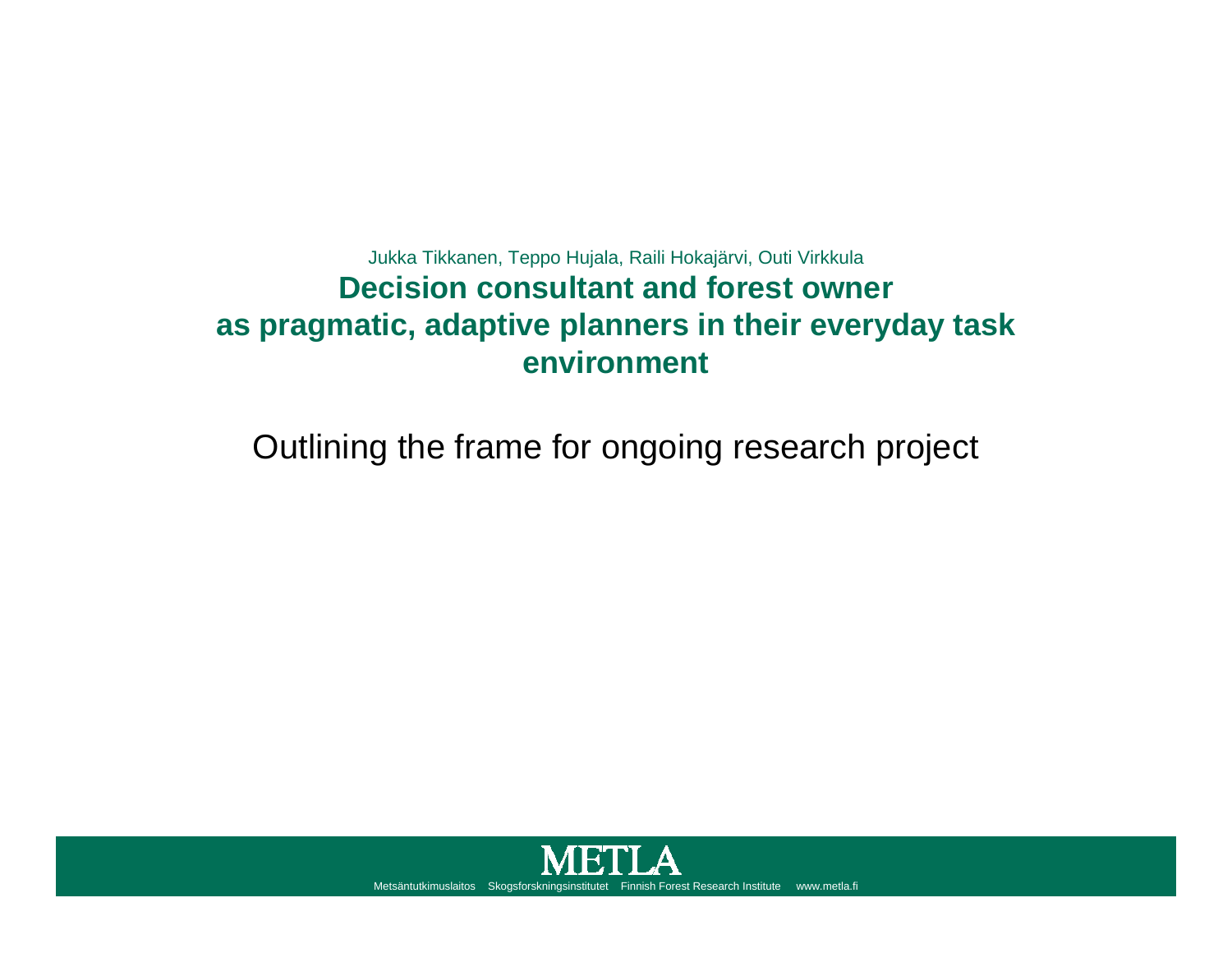Jukka Tikkanen, Teppo Hujala, Raili Hokajärvi, Outi Virkkula

# Decision consultant and forest owner as pragmatic, adaptive planners in their everyday task environment

Outlining the frame for ongoing research project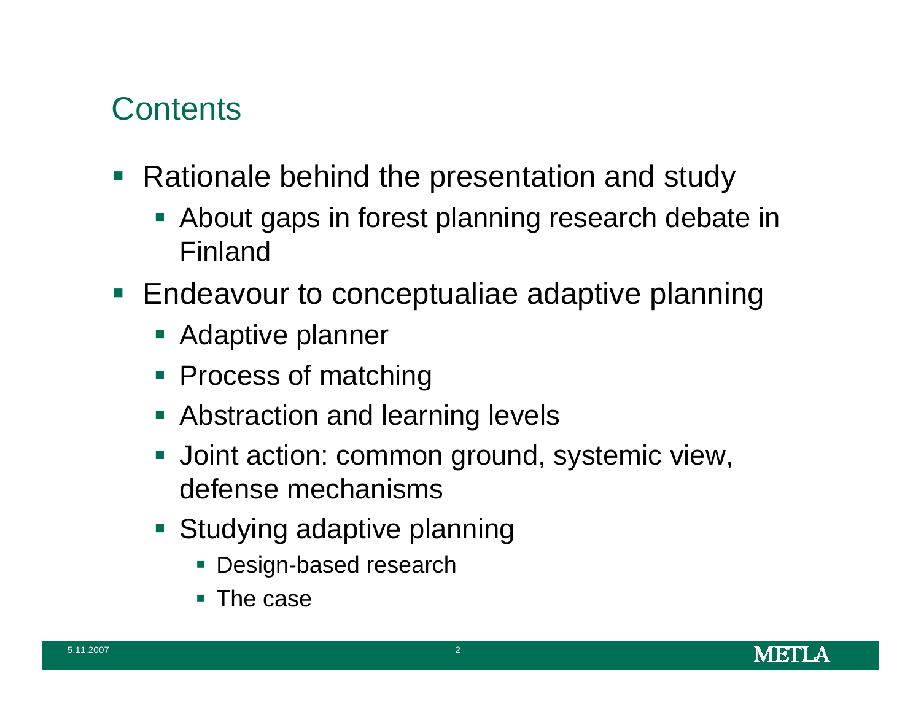## Contents

- Rationale behind the presentation and study
  - About gaps in forest planning research debate in Finland
- Endeavour to conceptualiae adaptive planning
  - Adaptive planner
  - Process of matching
  - Abstraction and learning levels
  - Joint action: common ground, systemic view, defense mechanisms
  - Studying adaptive planning
    - Design-based research
    - The case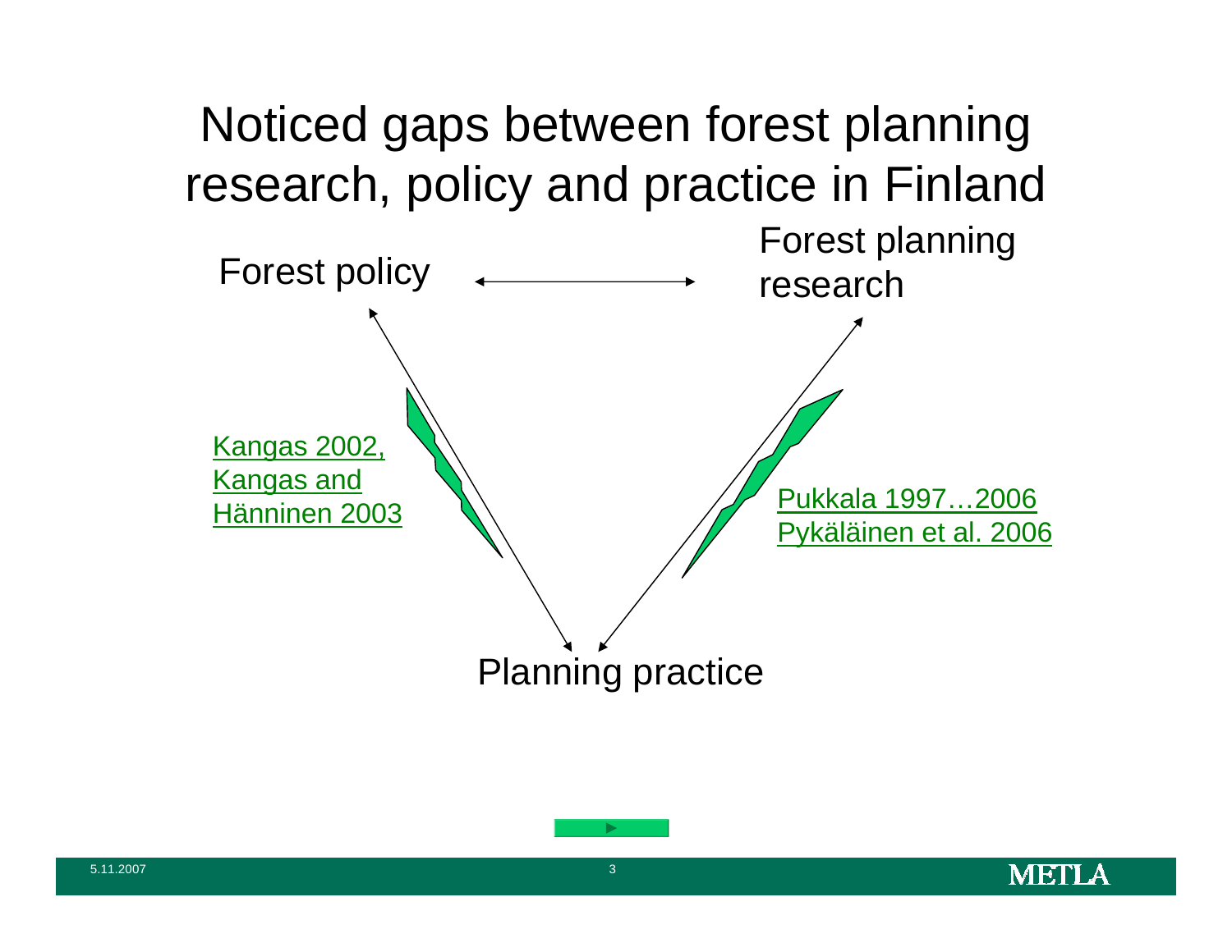# Noticed gaps between forest planning research, policy and practice in Finland

Forest policy

Forest planning research

Kangas 2002, Kangas and Hänninen 2003

Pukkala 1997…2006
Pykäläinen et al. 2006

Planning practice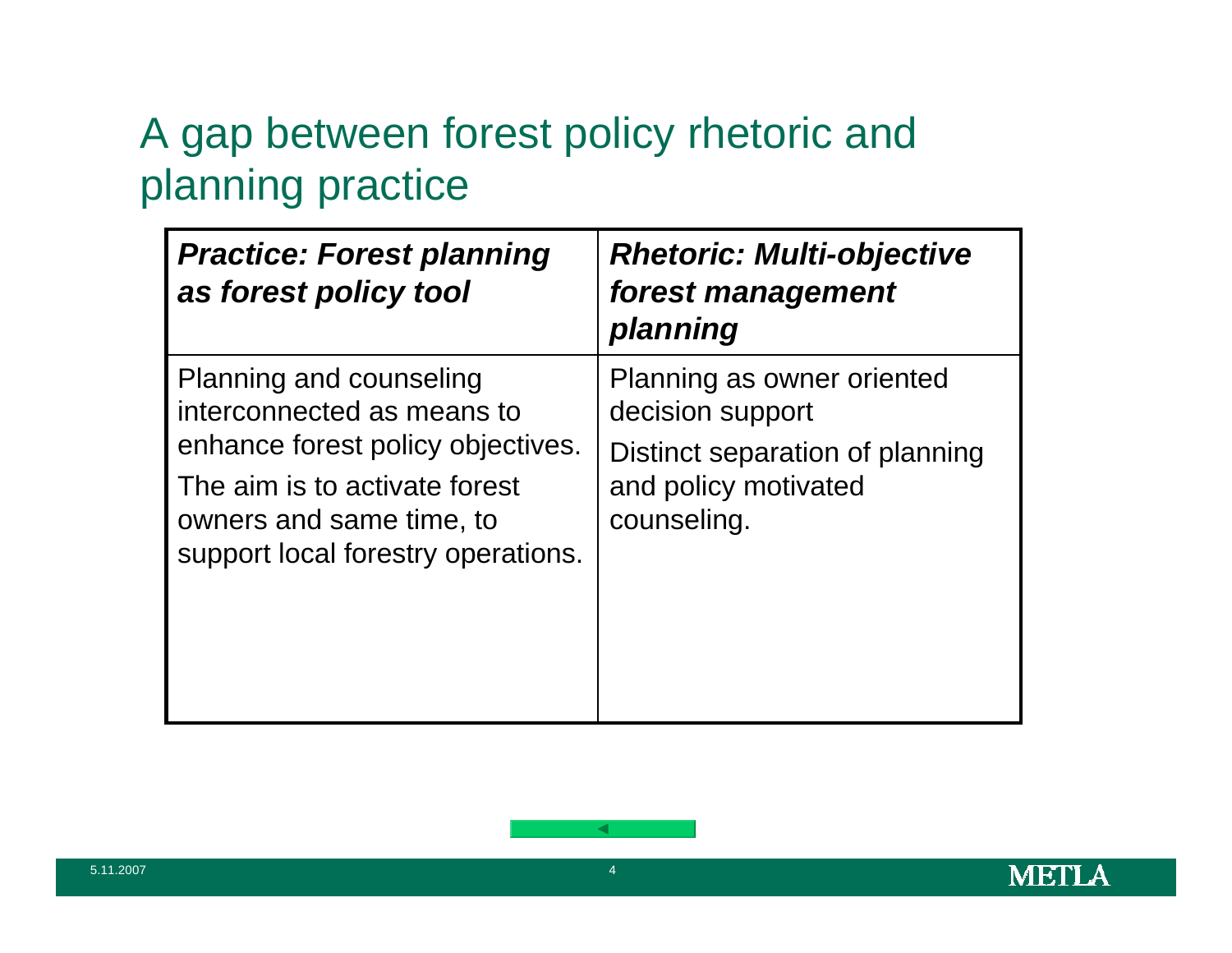# A gap between forest policy rhetoric and planning practice

| ***Practice: Forest planning as forest policy tool*** | ***Rhetoric: Multi-objective forest management planning*** |
|---|---|
| Planning and counseling interconnected as means to enhance forest policy objectives.<br>The aim is to activate forest owners and same time, to support local forestry operations. | Planning as owner oriented decision support<br>Distinct separation of planning and policy motivated counseling. |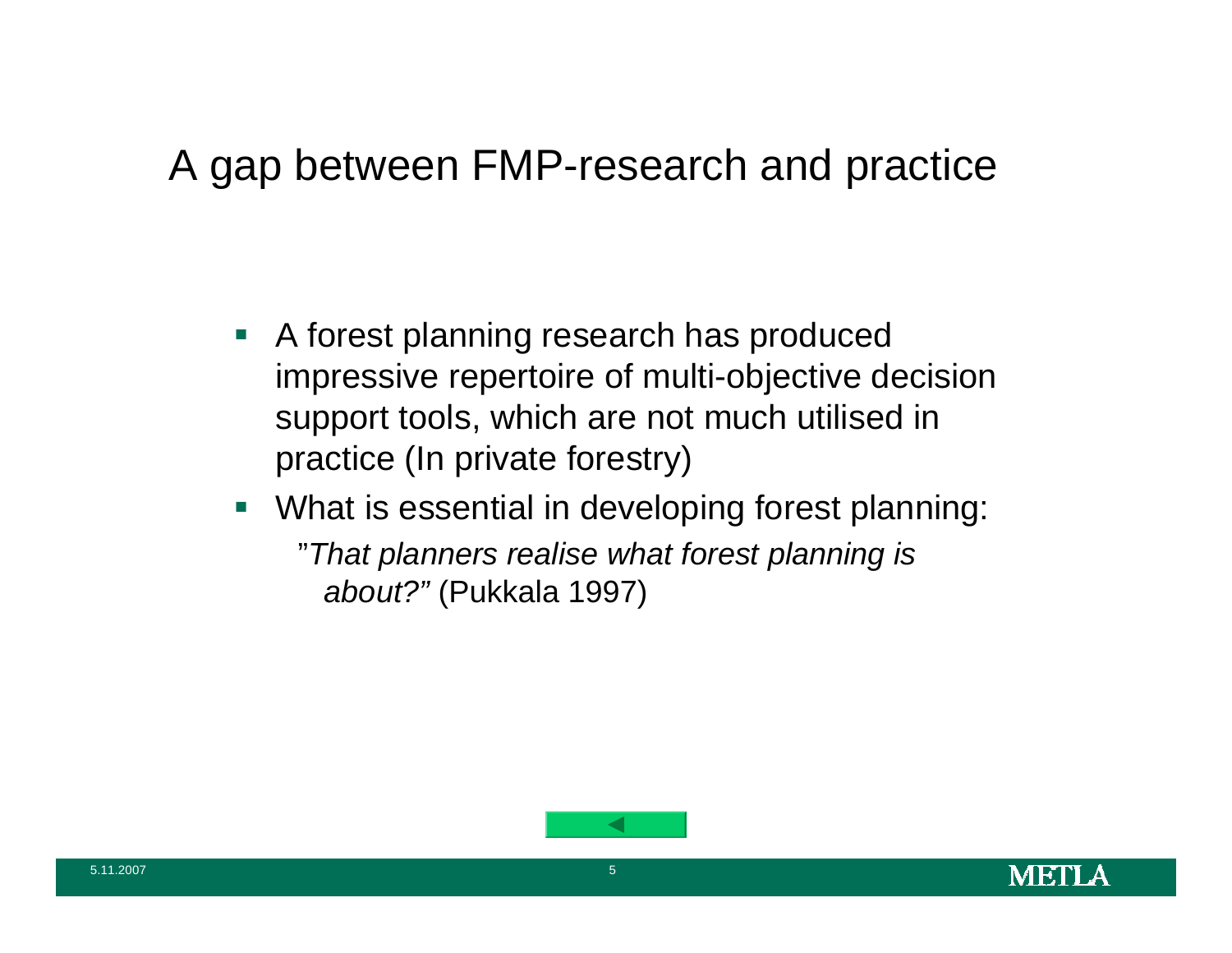# A gap between FMP-research and practice

- A forest planning research has produced impressive repertoire of multi-objective decision support tools, which are not much utilised in practice (In private forestry)
- What is essential in developing forest planning:

  "*That planners realise what forest planning is about?"* (Pukkala 1997)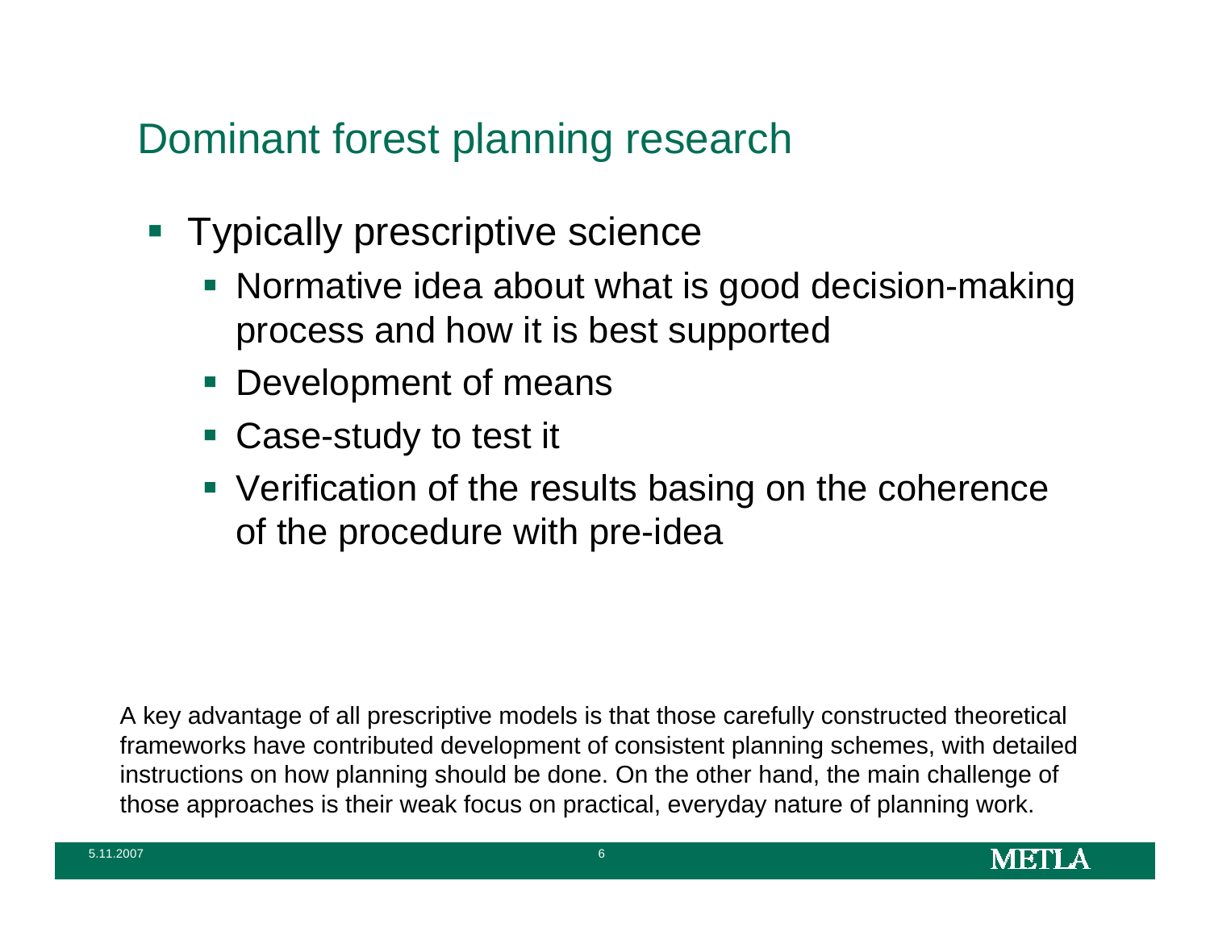# Dominant forest planning research

- Typically prescriptive science
  - Normative idea about what is good decision-making process and how it is best supported
  - Development of means
  - Case-study to test it
  - Verification of the results basing on the coherence of the procedure with pre-idea

A key advantage of all prescriptive models is that those carefully constructed theoretical frameworks have contributed development of consistent planning schemes, with detailed instructions on how planning should be done. On the other hand, the main challenge of those approaches is their weak focus on practical, everyday nature of planning work.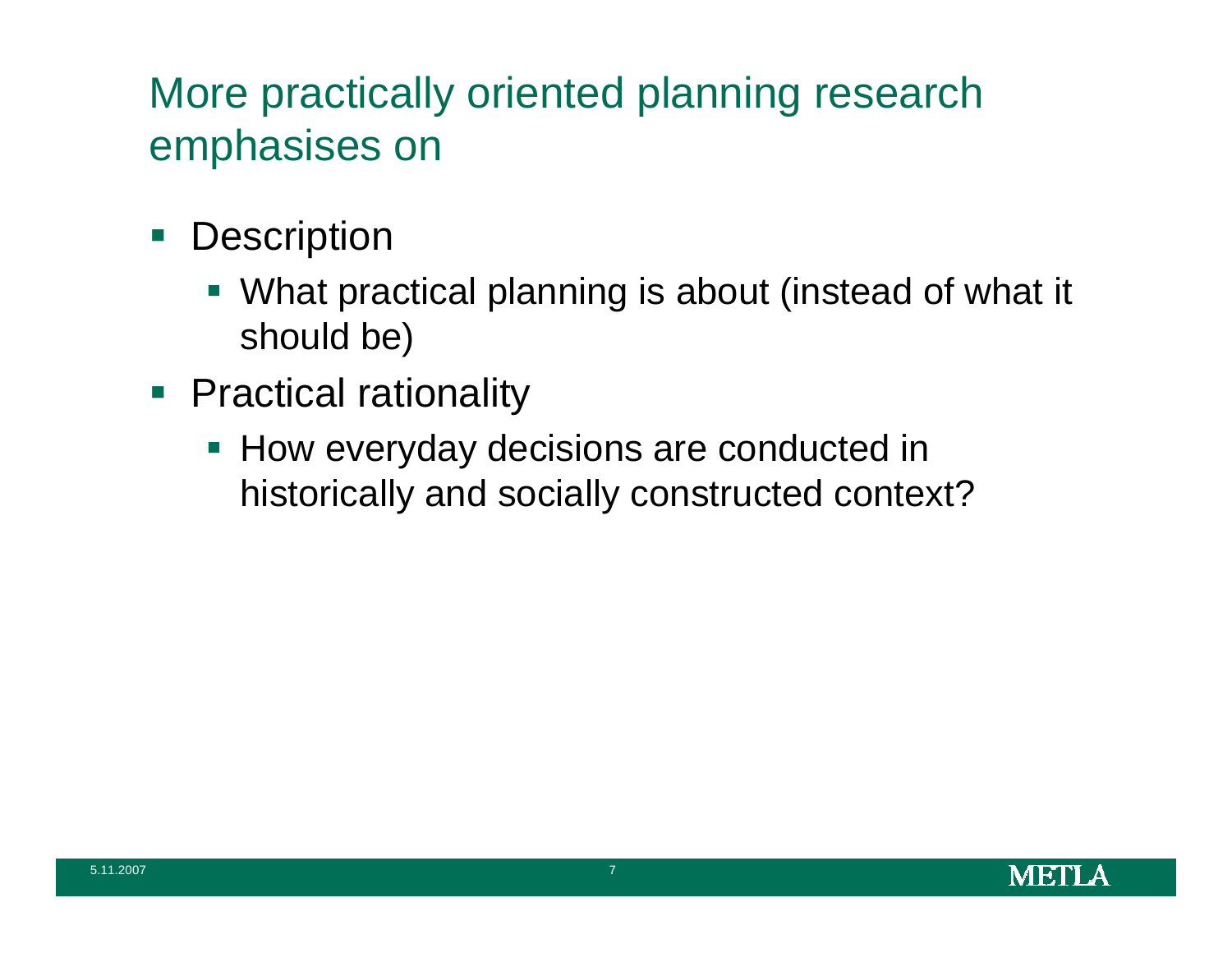# More practically oriented planning research emphasises on

- Description
  - What practical planning is about (instead of what it should be)
- Practical rationality
  - How everyday decisions are conducted in historically and socially constructed context?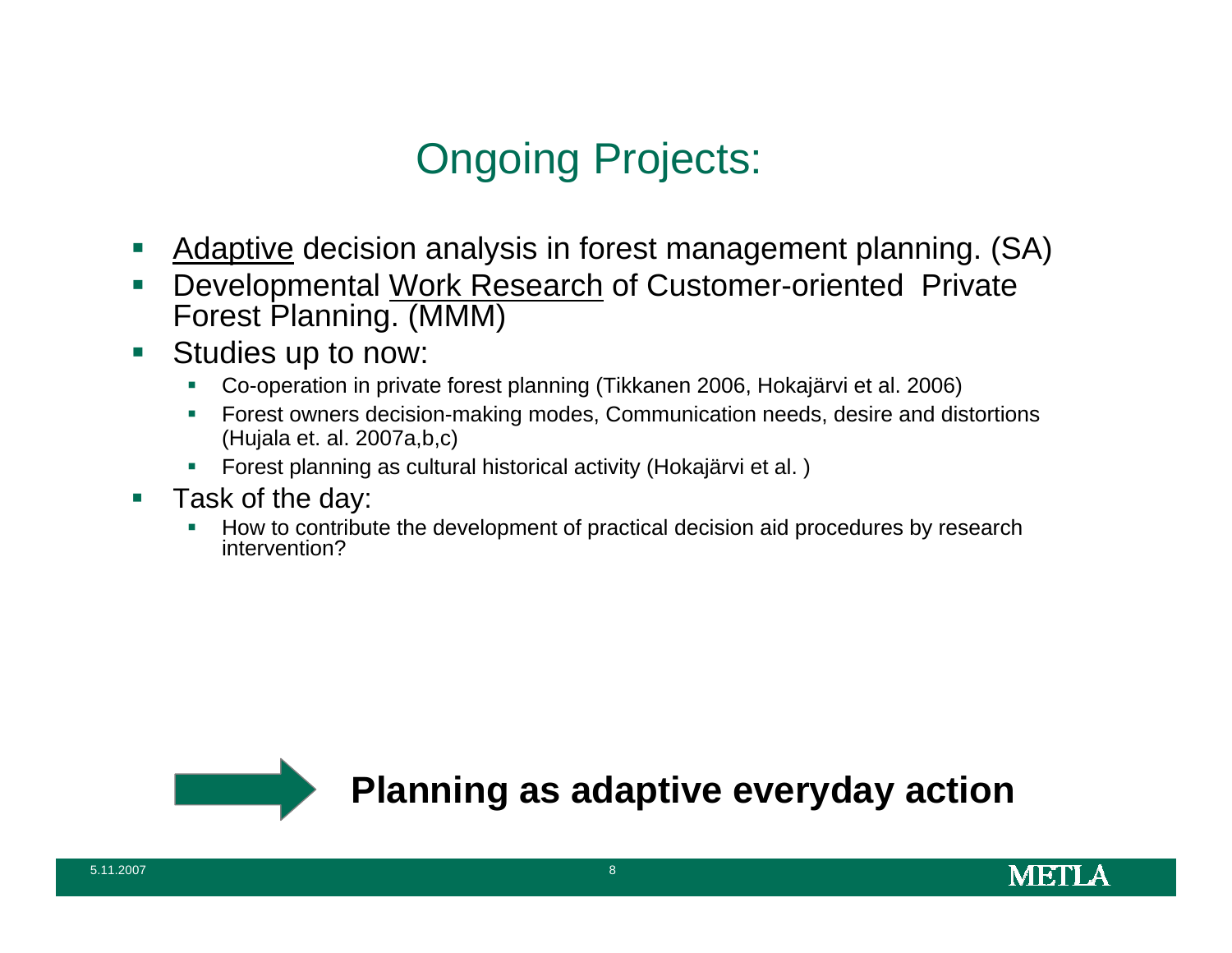# Ongoing Projects:

- Adaptive decision analysis in forest management planning. (SA)
- Developmental Work Research of Customer-oriented Private Forest Planning. (MMM)
- Studies up to now:
  - Co-operation in private forest planning (Tikkanen 2006, Hokajärvi et al. 2006)
  - Forest owners decision-making modes, Communication needs, desire and distortions (Hujala et. al. 2007a,b,c)
  - Forest planning as cultural historical activity (Hokajärvi et al. )
- Task of the day:
  - How to contribute the development of practical decision aid procedures by research intervention?

→ **Planning as adaptive everyday action**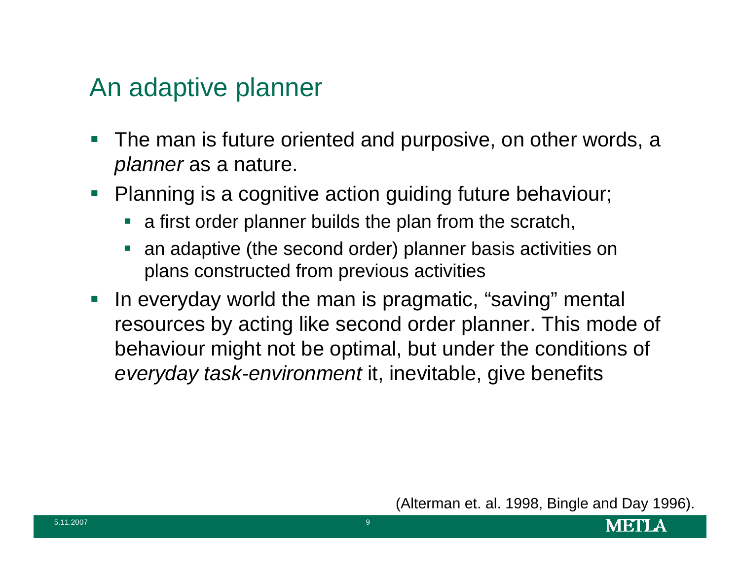# An adaptive planner

- The man is future oriented and purposive, on other words, a *planner* as a nature.
- Planning is a cognitive action guiding future behaviour;
  - a first order planner builds the plan from the scratch,
  - an adaptive (the second order) planner basis activities on plans constructed from previous activities
- In everyday world the man is pragmatic, “saving” mental resources by acting like second order planner. This mode of behaviour might not be optimal, but under the conditions of *everyday task-environment* it, inevitable, give benefits

(Alterman et. al. 1998, Bingle and Day 1996).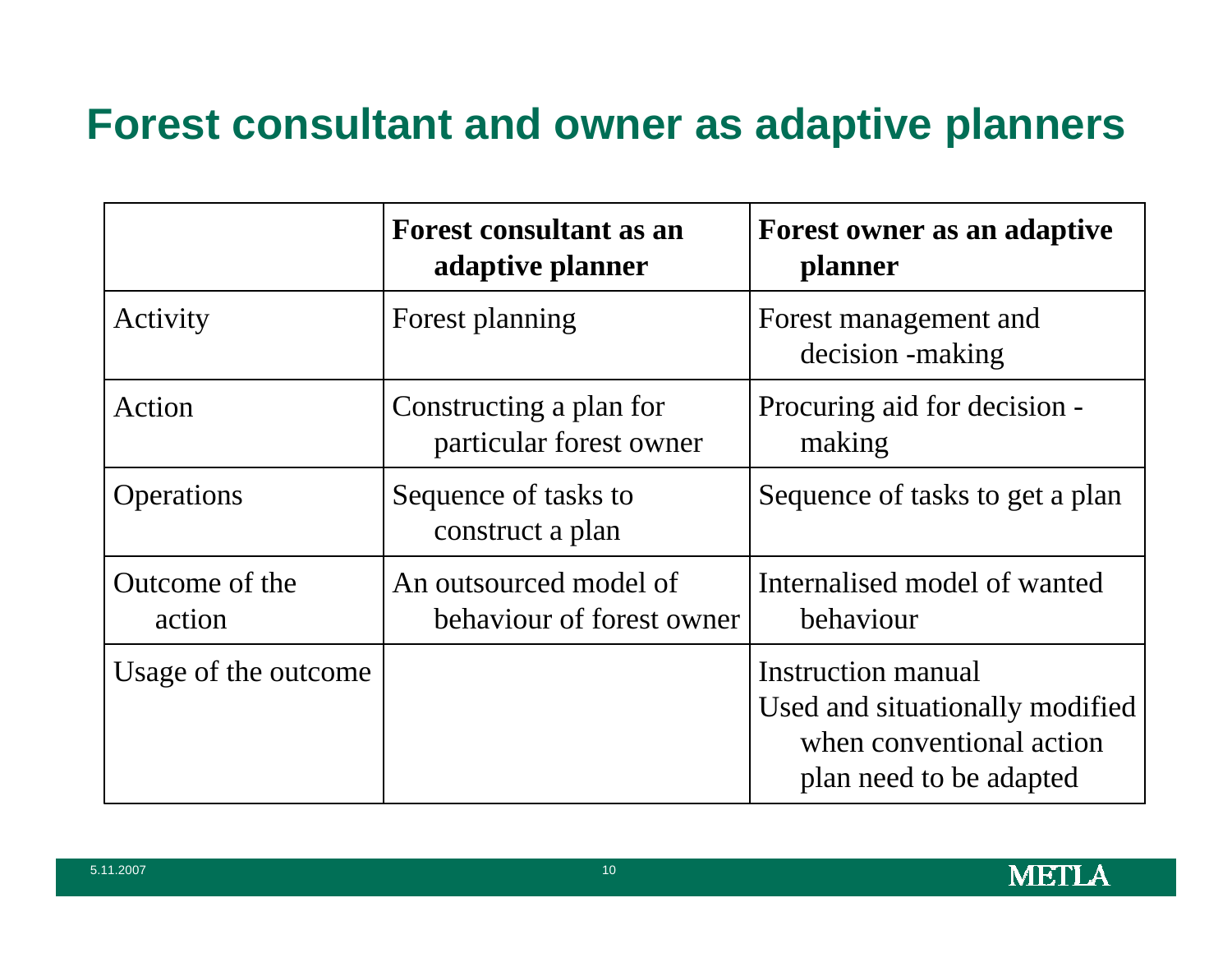# Forest consultant and owner as adaptive planners

| | **Forest consultant as an adaptive planner** | **Forest owner as an adaptive planner** |
|---|---|---|
| Activity | Forest planning | Forest management and decision -making |
| Action | Constructing a plan for particular forest owner | Procuring aid for decision -making |
| Operations | Sequence of tasks to construct a plan | Sequence of tasks to get a plan |
| Outcome of the action | An outsourced model of behaviour of forest owner | Internalised model of wanted behaviour |
| Usage of the outcome | | Instruction manual<br>Used and situationally modified when conventional action plan need to be adapted |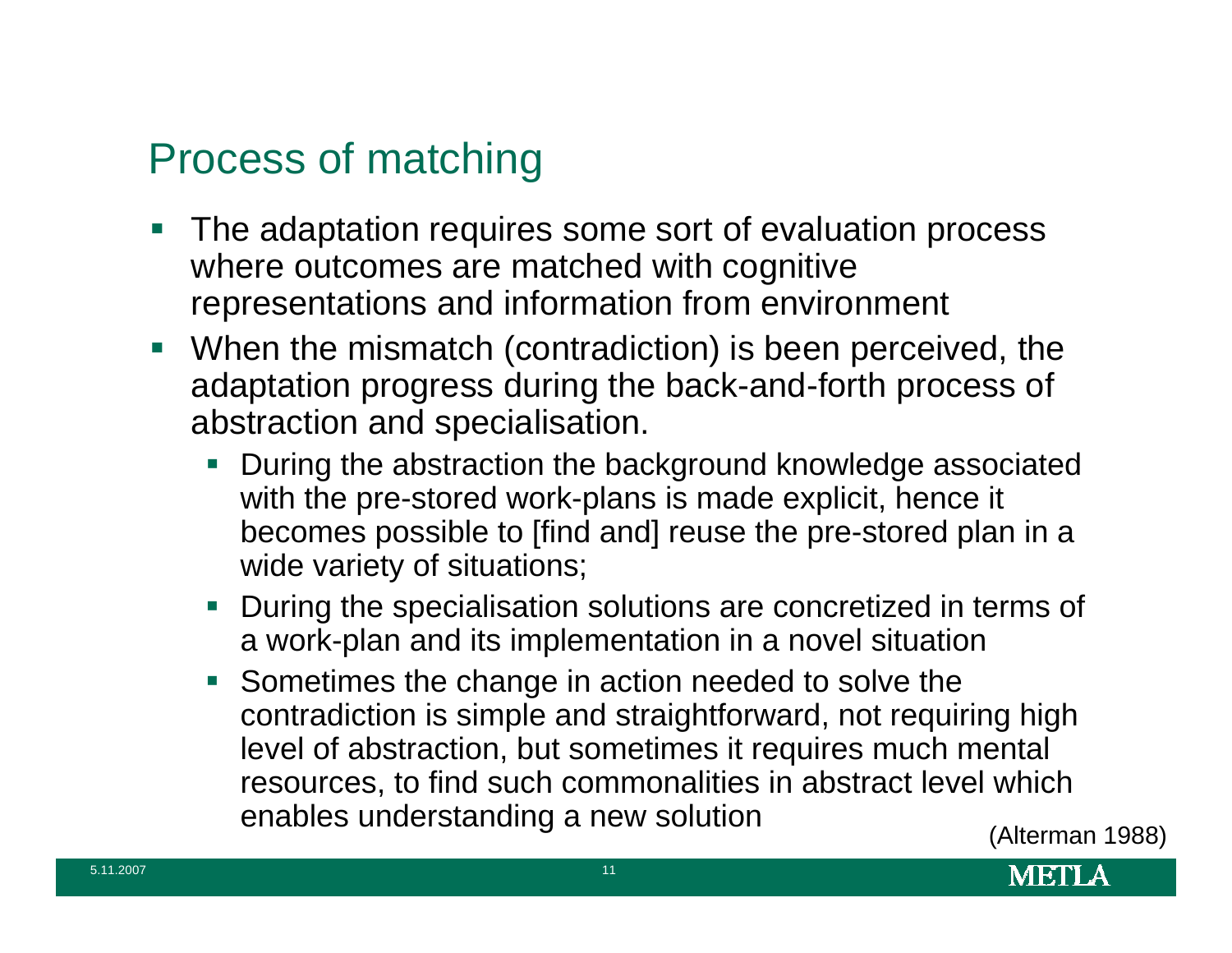## Process of matching

- The adaptation requires some sort of evaluation process where outcomes are matched with cognitive representations and information from environment
- When the mismatch (contradiction) is been perceived, the adaptation progress during the back-and-forth process of abstraction and specialisation.
  - During the abstraction the background knowledge associated with the pre-stored work-plans is made explicit, hence it becomes possible to [find and] reuse the pre-stored plan in a wide variety of situations;
  - During the specialisation solutions are concretized in terms of a work-plan and its implementation in a novel situation
  - Sometimes the change in action needed to solve the contradiction is simple and straightforward, not requiring high level of abstraction, but sometimes it requires much mental resources, to find such commonalities in abstract level which enables understanding a new solution

(Alterman 1988)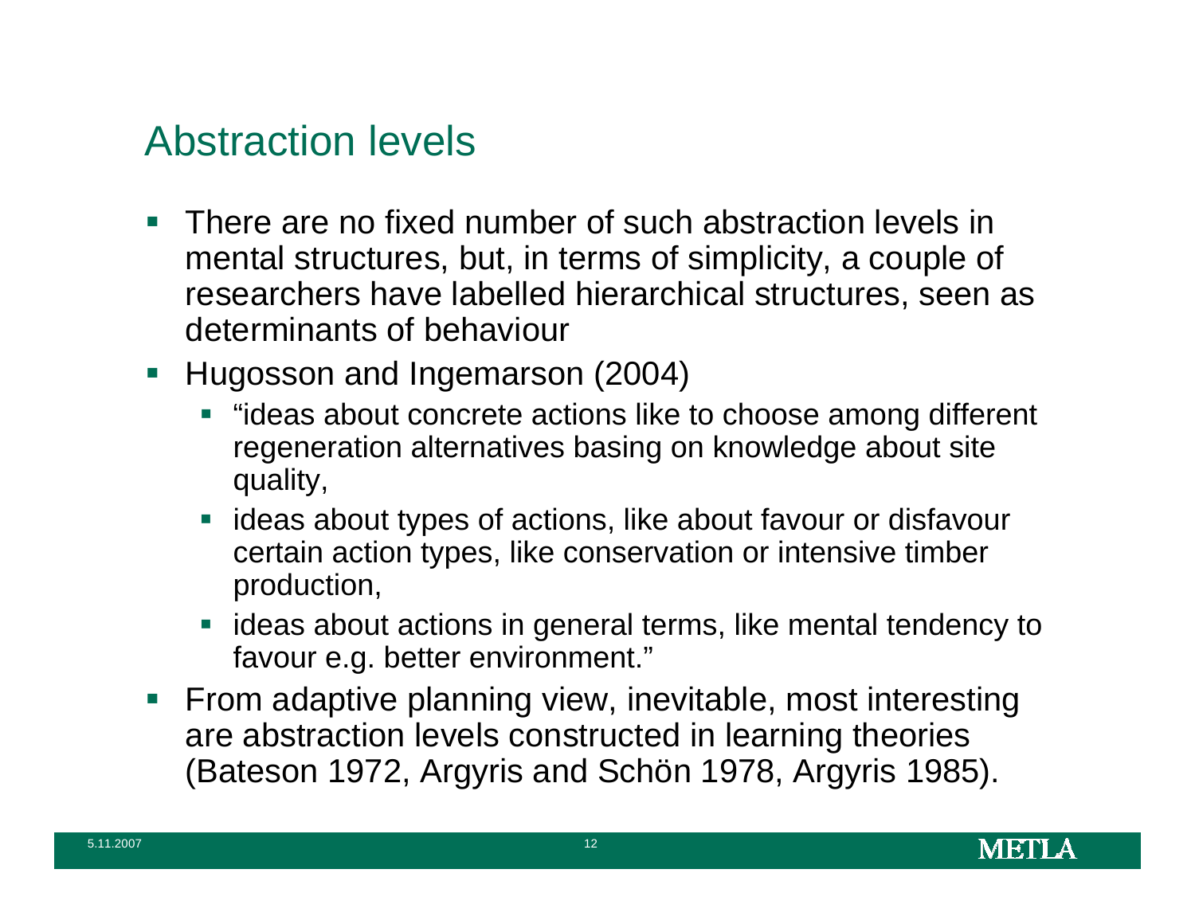# Abstraction levels

- There are no fixed number of such abstraction levels in mental structures, but, in terms of simplicity, a couple of researchers have labelled hierarchical structures, seen as determinants of behaviour
- Hugosson and Ingemarson (2004)
  - “ideas about concrete actions like to choose among different regeneration alternatives basing on knowledge about site quality,
  - ideas about types of actions, like about favour or disfavour certain action types, like conservation or intensive timber production,
  - ideas about actions in general terms, like mental tendency to favour e.g. better environment.”
- From adaptive planning view, inevitable, most interesting are abstraction levels constructed in learning theories (Bateson 1972, Argyris and Schön 1978, Argyris 1985).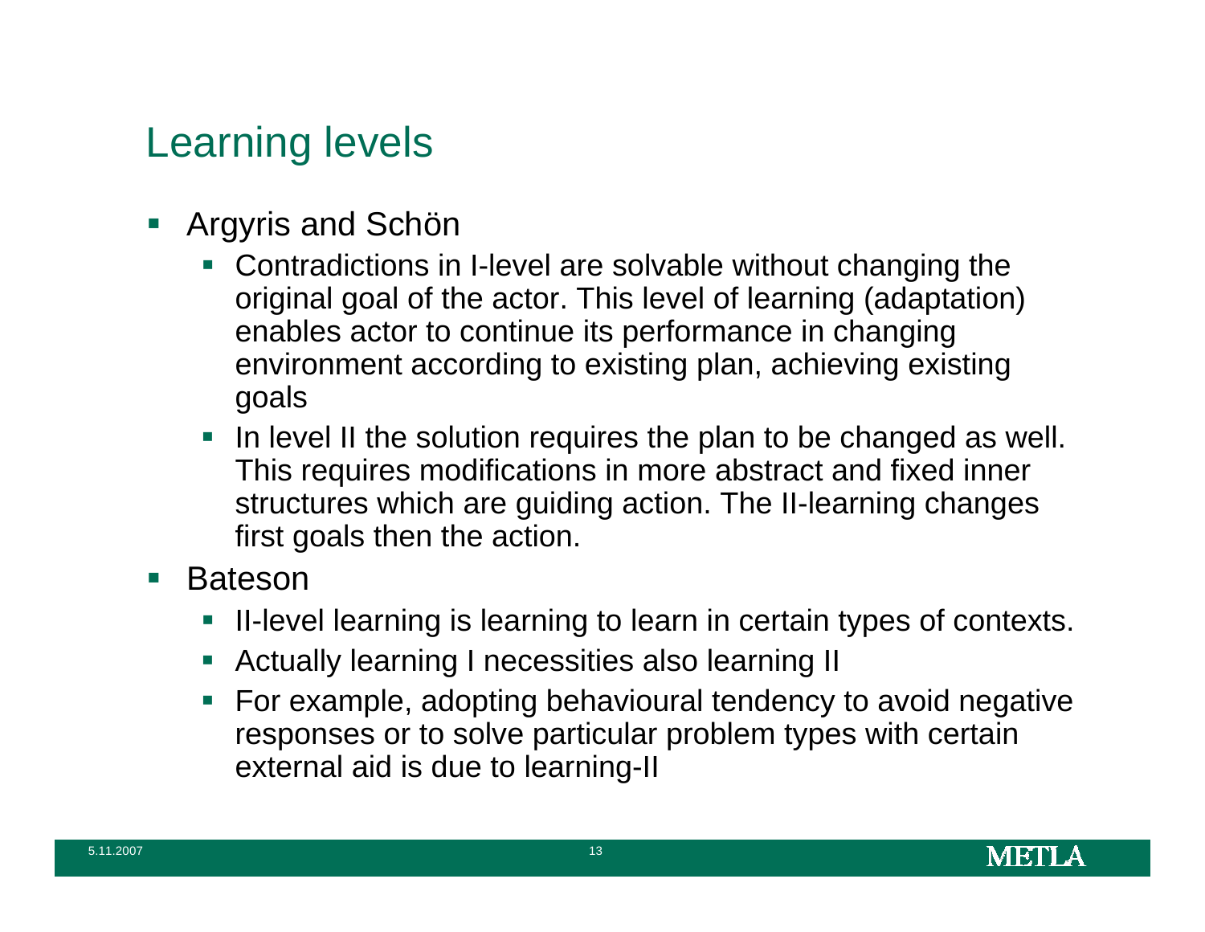# Learning levels

- Argyris and Schön
  - Contradictions in I-level are solvable without changing the original goal of the actor. This level of learning (adaptation) enables actor to continue its performance in changing environment according to existing plan, achieving existing goals
  - In level II the solution requires the plan to be changed as well. This requires modifications in more abstract and fixed inner structures which are guiding action. The II-learning changes first goals then the action.
- Bateson
  - II-level learning is learning to learn in certain types of contexts.
  - Actually learning I necessities also learning II
  - For example, adopting behavioural tendency to avoid negative responses or to solve particular problem types with certain external aid is due to learning-II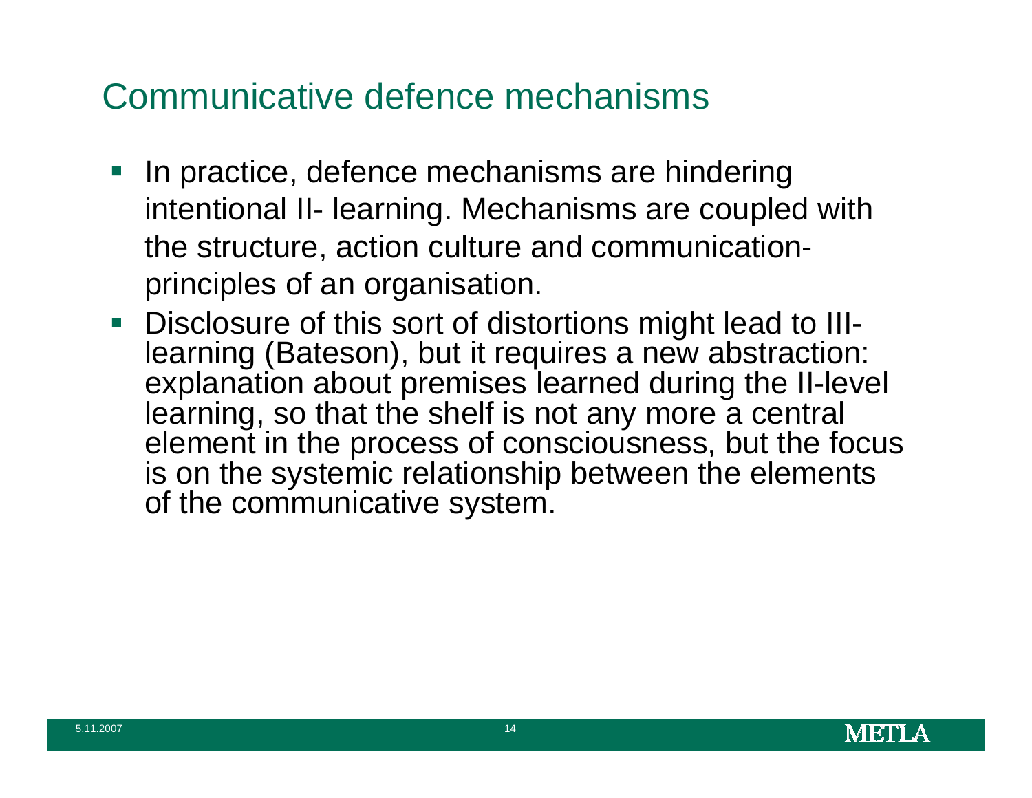# Communicative defence mechanisms

- In practice, defence mechanisms are hindering intentional II- learning. Mechanisms are coupled with the structure, action culture and communication-principles of an organisation.
- Disclosure of this sort of distortions might lead to III-learning (Bateson), but it requires a new abstraction: explanation about premises learned during the II-level learning, so that the shelf is not any more a central element in the process of consciousness, but the focus is on the systemic relationship between the elements of the communicative system.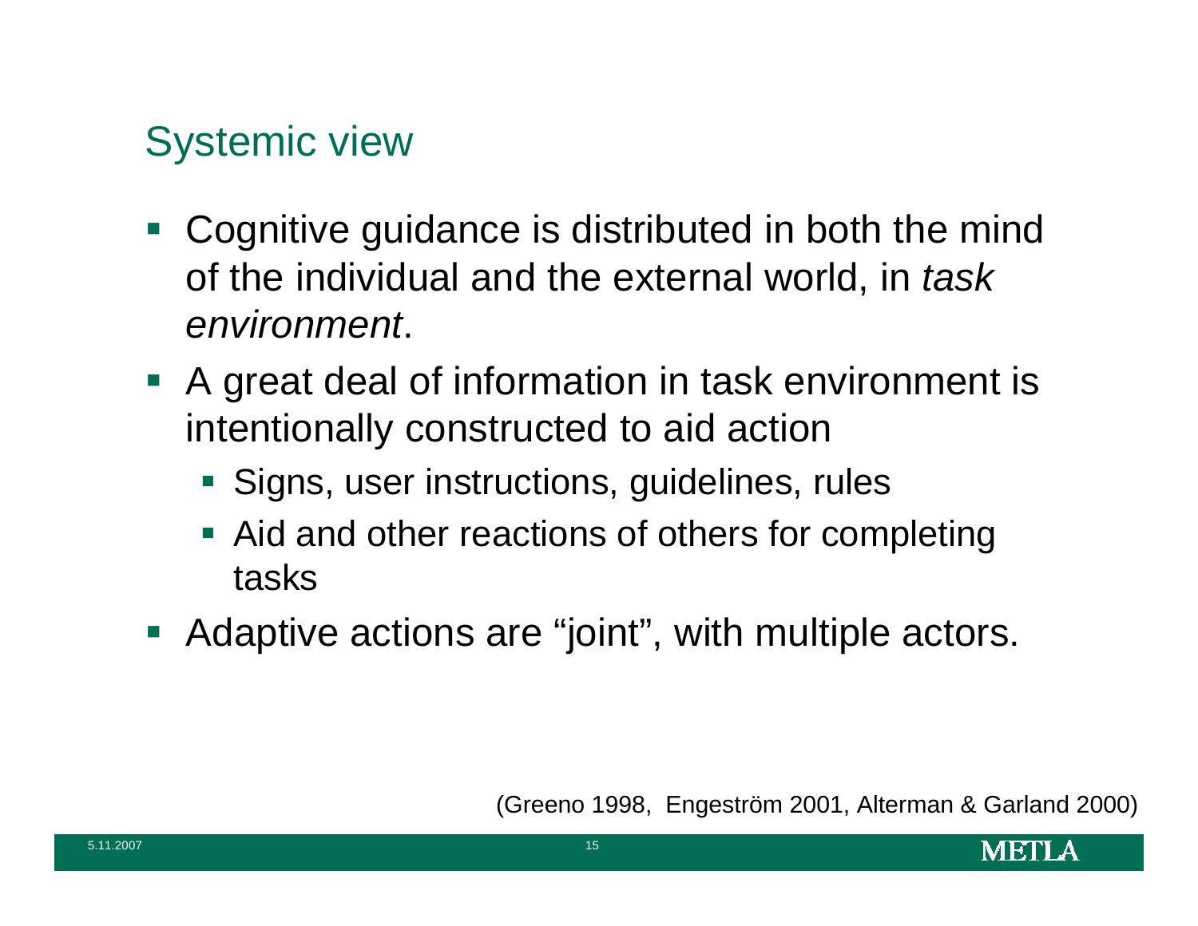## Systemic view

- Cognitive guidance is distributed in both the mind of the individual and the external world, in *task environment*.
- A great deal of information in task environment is intentionally constructed to aid action
  - Signs, user instructions, guidelines, rules
  - Aid and other reactions of others for completing tasks
- Adaptive actions are "joint", with multiple actors.

(Greeno 1998, Engeström 2001, Alterman & Garland 2000)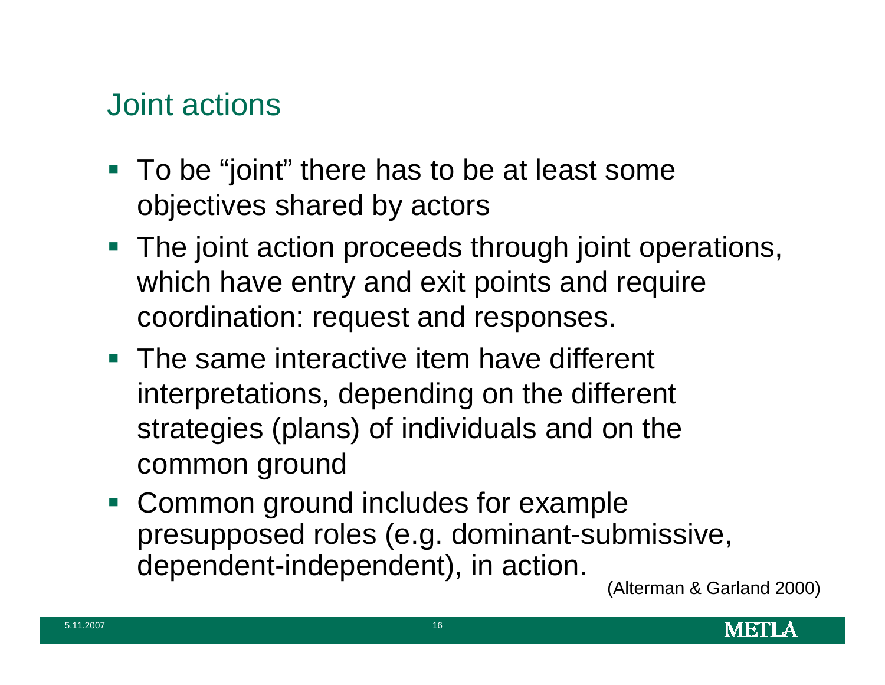# Joint actions

- To be "joint" there has to be at least some objectives shared by actors
- The joint action proceeds through joint operations, which have entry and exit points and require coordination: request and responses.
- The same interactive item have different interpretations, depending on the different strategies (plans) of individuals and on the common ground
- Common ground includes for example presupposed roles (e.g. dominant-submissive, dependent-independent), in action.

(Alterman & Garland 2000)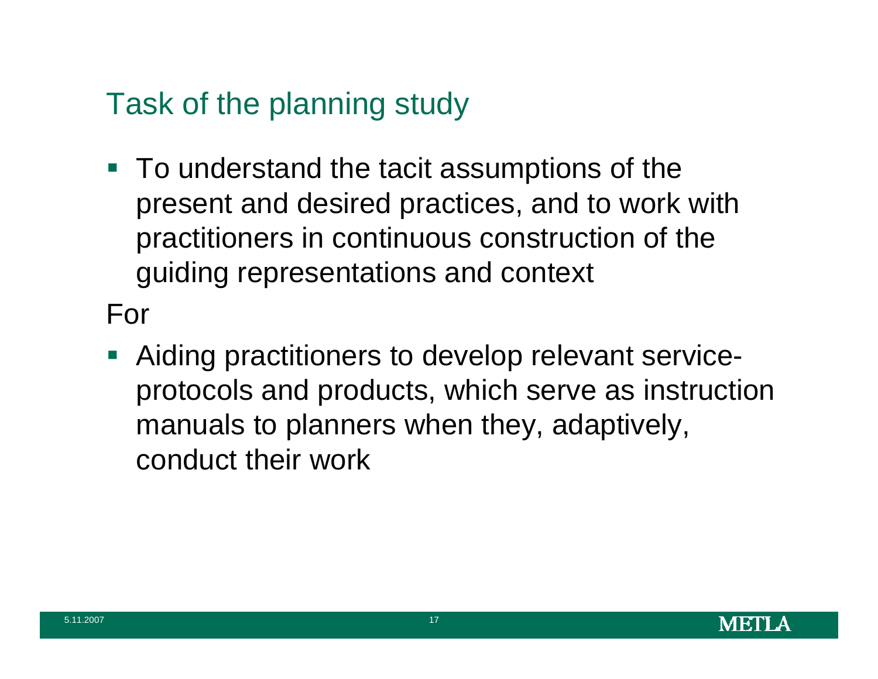# Task of the planning study

- To understand the tacit assumptions of the present and desired practices, and to work with practitioners in continuous construction of the guiding representations and context

For

- Aiding practitioners to develop relevant service-protocols and products, which serve as instruction manuals to planners when they, adaptively, conduct their work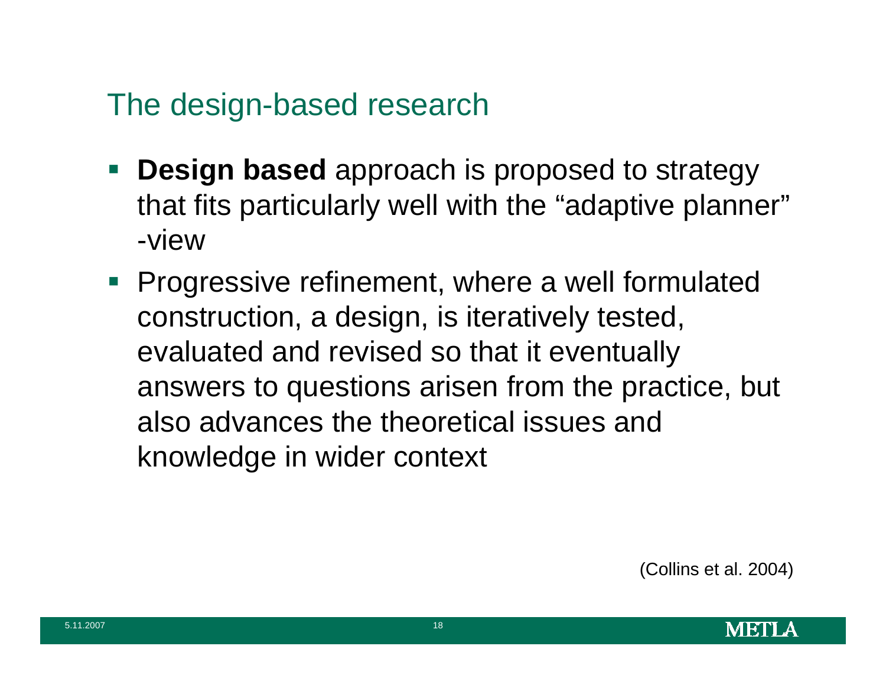## The design-based research

- **Design based** approach is proposed to strategy that fits particularly well with the "adaptive planner" -view
- Progressive refinement, where a well formulated construction, a design, is iteratively tested, evaluated and revised so that it eventually answers to questions arisen from the practice, but also advances the theoretical issues and knowledge in wider context

(Collins et al. 2004)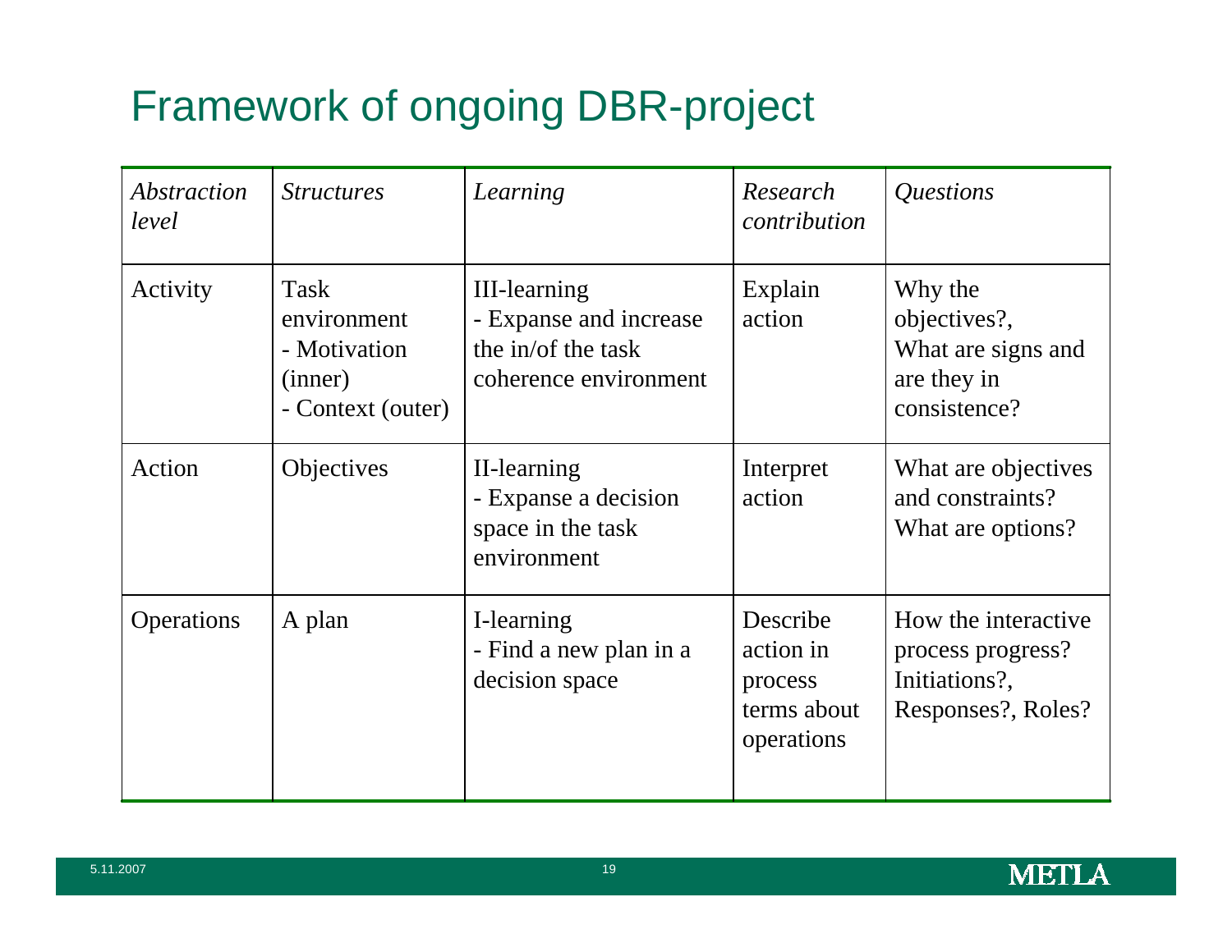# Framework of ongoing DBR-project

| *Abstraction level* | *Structures* | *Learning* | *Research contribution* | *Questions* |
|---|---|---|---|---|
| Activity | Task environment<br>- Motivation (inner)<br>- Context (outer) | III-learning<br>- Expanse and increase the in/of the task coherence environment | Explain action | Why the objectives?,<br>What are signs and are they in consistence? |
| Action | Objectives | II-learning<br>- Expanse a decision space in the task environment | Interpret action | What are objectives and constraints?<br>What are options? |
| Operations | A plan | I-learning<br>- Find a new plan in a decision space | Describe action in process terms about operations | How the interactive process progress?<br>Initiations?,<br>Responses?, Roles? |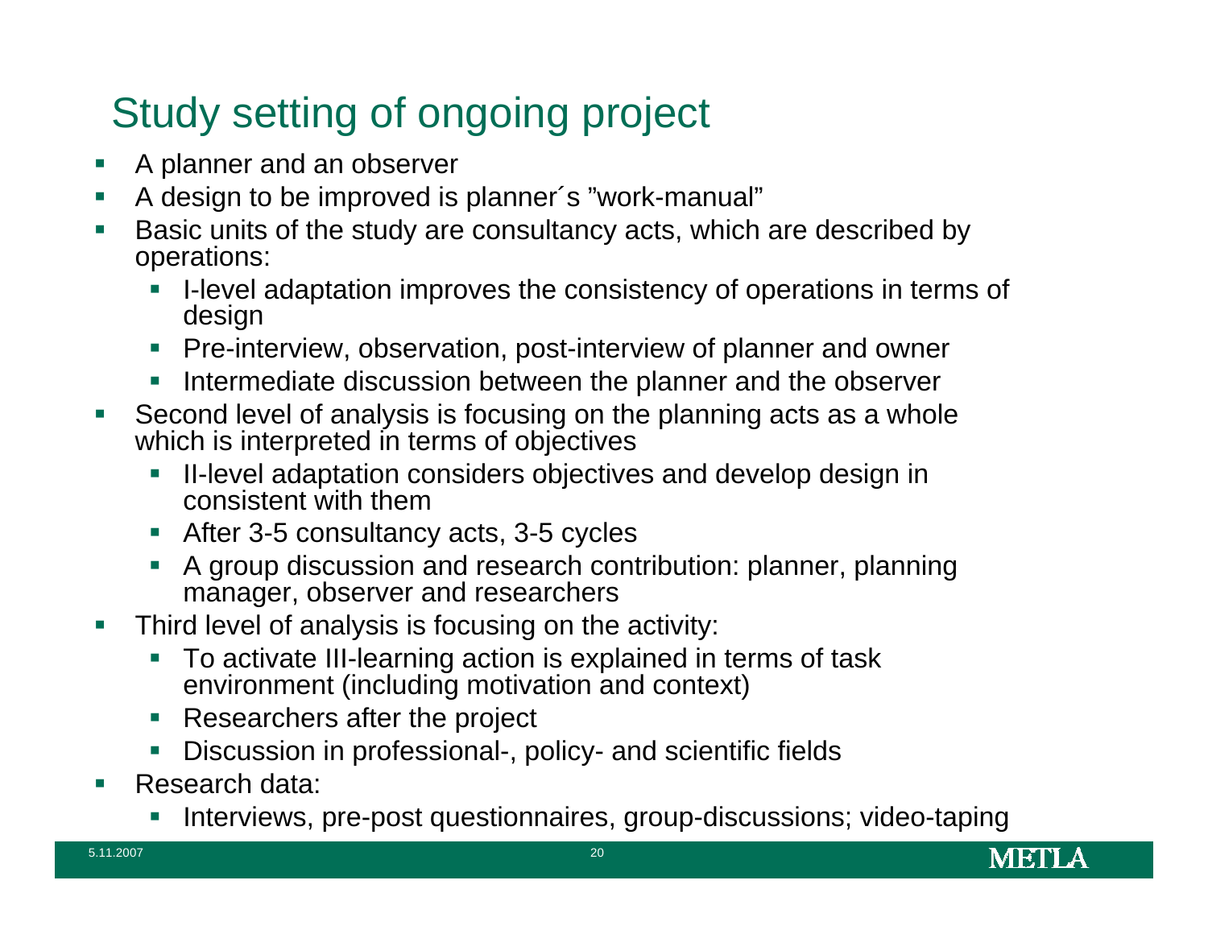# Study setting of ongoing project

- A planner and an observer
- A design to be improved is planner´s ”work-manual”
- Basic units of the study are consultancy acts, which are described by operations:
  - I-level adaptation improves the consistency of operations in terms of design
  - Pre-interview, observation, post-interview of planner and owner
  - Intermediate discussion between the planner and the observer
- Second level of analysis is focusing on the planning acts as a whole which is interpreted in terms of objectives
  - II-level adaptation considers objectives and develop design in consistent with them
  - After 3-5 consultancy acts, 3-5 cycles
  - A group discussion and research contribution: planner, planning manager, observer and researchers
- Third level of analysis is focusing on the activity:
  - To activate III-learning action is explained in terms of task environment (including motivation and context)
  - Researchers after the project
  - Discussion in professional-, policy- and scientific fields
- Research data:
  - Interviews, pre-post questionnaires, group-discussions; video-taping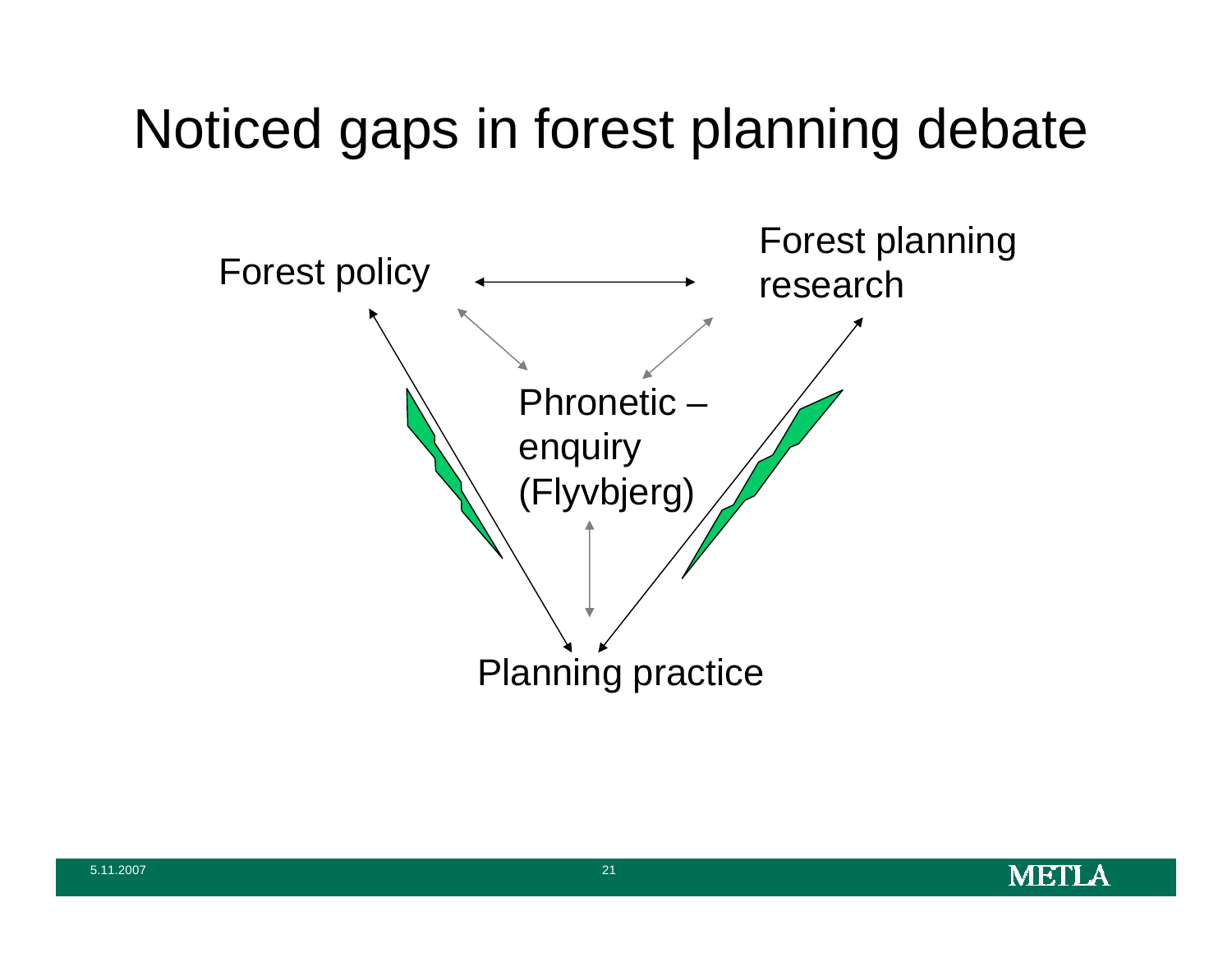# Noticed gaps in forest planning debate

Forest policy

Forest planning research

Phronetic – enquiry (Flyvbjerg)

Planning practice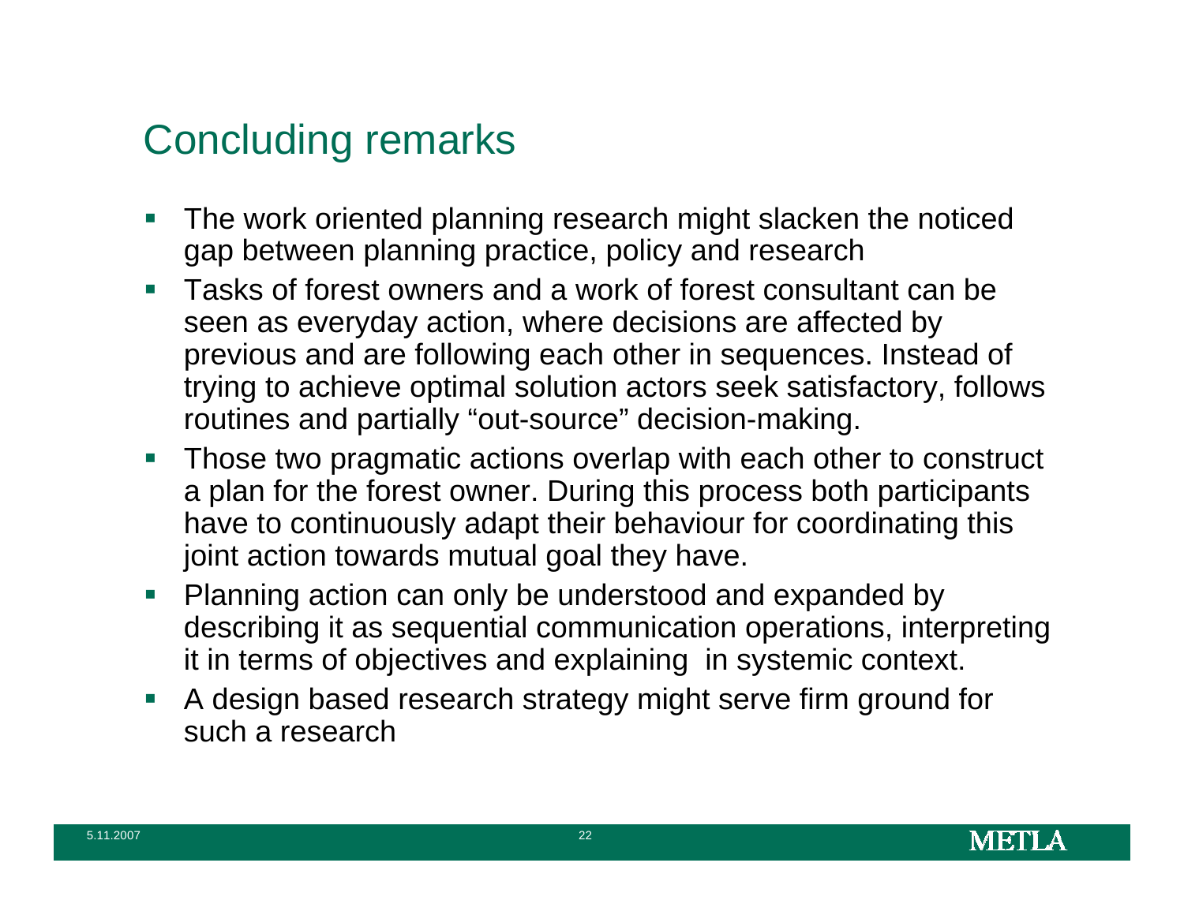## Concluding remarks

- The work oriented planning research might slacken the noticed gap between planning practice, policy and research
- Tasks of forest owners and a work of forest consultant can be seen as everyday action, where decisions are affected by previous and are following each other in sequences. Instead of trying to achieve optimal solution actors seek satisfactory, follows routines and partially "out-source" decision-making.
- Those two pragmatic actions overlap with each other to construct a plan for the forest owner. During this process both participants have to continuously adapt their behaviour for coordinating this joint action towards mutual goal they have.
- Planning action can only be understood and expanded by describing it as sequential communication operations, interpreting it in terms of objectives and explaining in systemic context.
- A design based research strategy might serve firm ground for such a research